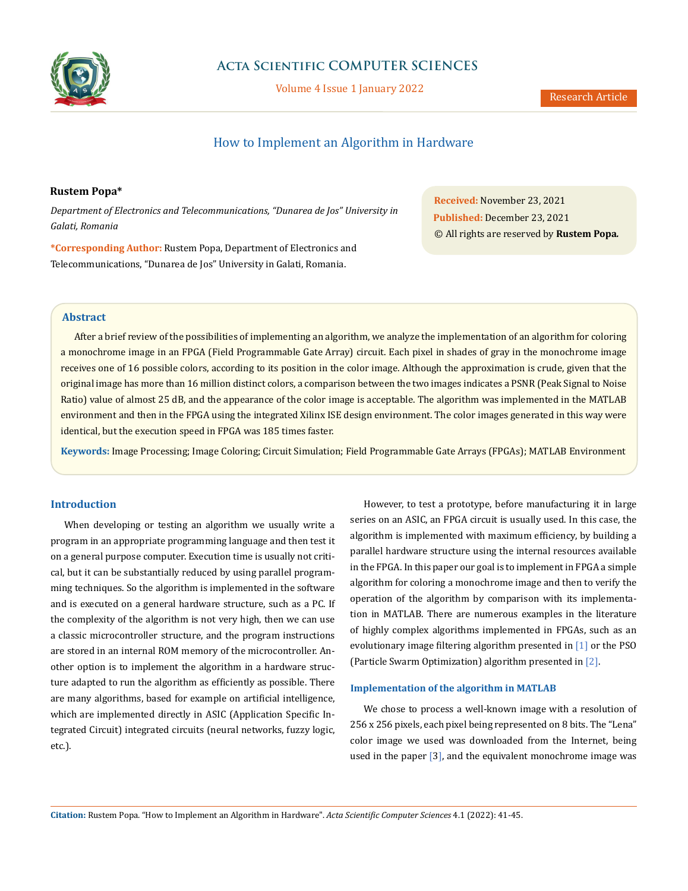# How to Implement an Algorithm in Hardware

**Rustem Popa***

*Department of Electronics and Telecommunications, "Dunarea de Jos" University in Galati, Romania*

***Corresponding Author:** Rustem Popa, Department of Electronics and Telecommunications, "Dunarea de Jos" University in Galati, Romania.

**Received:** November 23, 2021
**Published:** December 23, 2021
© All rights are reserved by **Rustem Popa.**

## Abstract

After a brief review of the possibilities of implementing an algorithm, we analyze the implementation of an algorithm for coloring a monochrome image in an FPGA (Field Programmable Gate Array) circuit. Each pixel in shades of gray in the monochrome image receives one of 16 possible colors, according to its position in the color image. Although the approximation is crude, given that the original image has more than 16 million distinct colors, a comparison between the two images indicates a PSNR (Peak Signal to Noise Ratio) value of almost 25 dB, and the appearance of the color image is acceptable. The algorithm was implemented in the MATLAB environment and then in the FPGA using the integrated Xilinx ISE design environment. The color images generated in this way were identical, but the execution speed in FPGA was 185 times faster.

**Keywords:** Image Processing; Image Coloring; Circuit Simulation; Field Programmable Gate Arrays (FPGAs); MATLAB Environment

## Introduction

When developing or testing an algorithm we usually write a program in an appropriate programming language and then test it on a general purpose computer. Execution time is usually not critical, but it can be substantially reduced by using parallel programming techniques. So the algorithm is implemented in the software and is executed on a general hardware structure, such as a PC. If the complexity of the algorithm is not very high, then we can use a classic microcontroller structure, and the program instructions are stored in an internal ROM memory of the microcontroller. Another option is to implement the algorithm in a hardware structure adapted to run the algorithm as efficiently as possible. There are many algorithms, based for example on artificial intelligence, which are implemented directly in ASIC (Application Specific Integrated Circuit) integrated circuits (neural networks, fuzzy logic, etc.).

However, to test a prototype, before manufacturing it in large series on an ASIC, an FPGA circuit is usually used. In this case, the algorithm is implemented with maximum efficiency, by building a parallel hardware structure using the internal resources available in the FPGA. In this paper our goal is to implement in FPGA a simple algorithm for coloring a monochrome image and then to verify the operation of the algorithm by comparison with its implementation in MATLAB. There are numerous examples in the literature of highly complex algorithms implemented in FPGAs, such as an evolutionary image filtering algorithm presented in [1] or the PSO (Particle Swarm Optimization) algorithm presented in [2].

### Implementation of the algorithm in MATLAB

We chose to process a well-known image with a resolution of 256 x 256 pixels, each pixel being represented on 8 bits. The "Lena" color image we used was downloaded from the Internet, being used in the paper [3], and the equivalent monochrome image was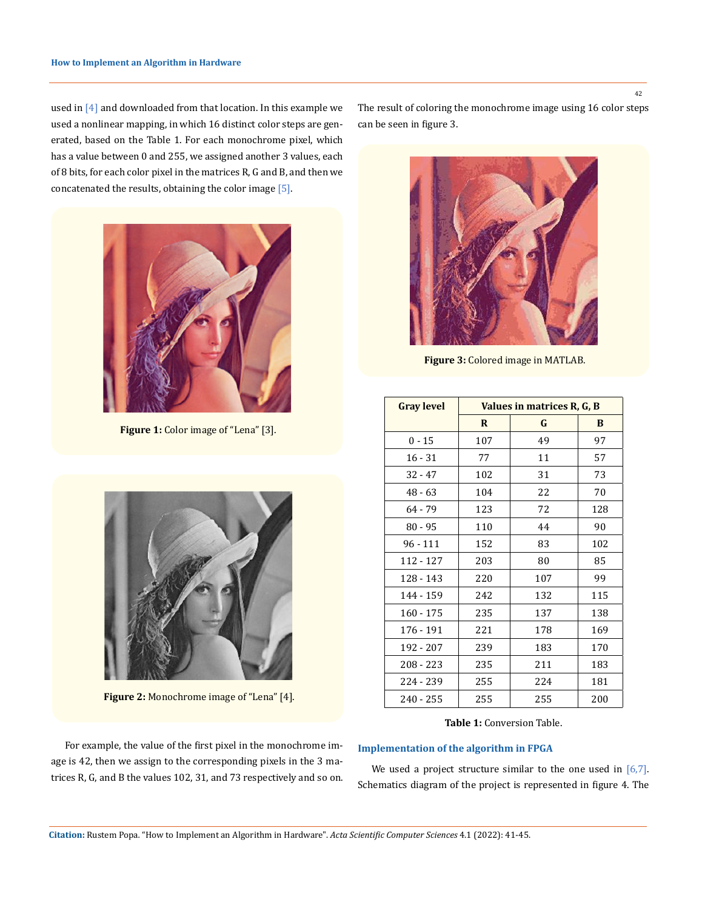used in [4] and downloaded from that location. In this example we used a nonlinear mapping, in which 16 distinct color steps are generated, based on the Table 1. For each monochrome pixel, which has a value between 0 and 255, we assigned another 3 values, each of 8 bits, for each color pixel in the matrices R, G and B, and then we concatenated the results, obtaining the color image [5].

**Figure 1:** Color image of "Lena" [3].

**Figure 2:** Monochrome image of "Lena" [4].

For example, the value of the first pixel in the monochrome image is 42, then we assign to the corresponding pixels in the 3 matrices R, G, and B the values 102, 31, and 73 respectively and so on.

The result of coloring the monochrome image using 16 color steps can be seen in figure 3.

**Figure 3:** Colored image in MATLAB.

| Gray level | Values in matrices R, G, B | | |
|---|---|---|---|
| | R | G | B |
| 0 - 15 | 107 | 49 | 97 |
| 16 - 31 | 77 | 11 | 57 |
| 32 - 47 | 102 | 31 | 73 |
| 48 - 63 | 104 | 22 | 70 |
| 64 - 79 | 123 | 72 | 128 |
| 80 - 95 | 110 | 44 | 90 |
| 96 - 111 | 152 | 83 | 102 |
| 112 - 127 | 203 | 80 | 85 |
| 128 - 143 | 220 | 107 | 99 |
| 144 - 159 | 242 | 132 | 115 |
| 160 - 175 | 235 | 137 | 138 |
| 176 - 191 | 221 | 178 | 169 |
| 192 - 207 | 239 | 183 | 170 |
| 208 - 223 | 235 | 211 | 183 |
| 224 - 239 | 255 | 224 | 181 |
| 240 - 255 | 255 | 255 | 200 |

**Table 1:** Conversion Table.

## Implementation of the algorithm in FPGA

We used a project structure similar to the one used in [6,7]. Schematics diagram of the project is represented in figure 4. The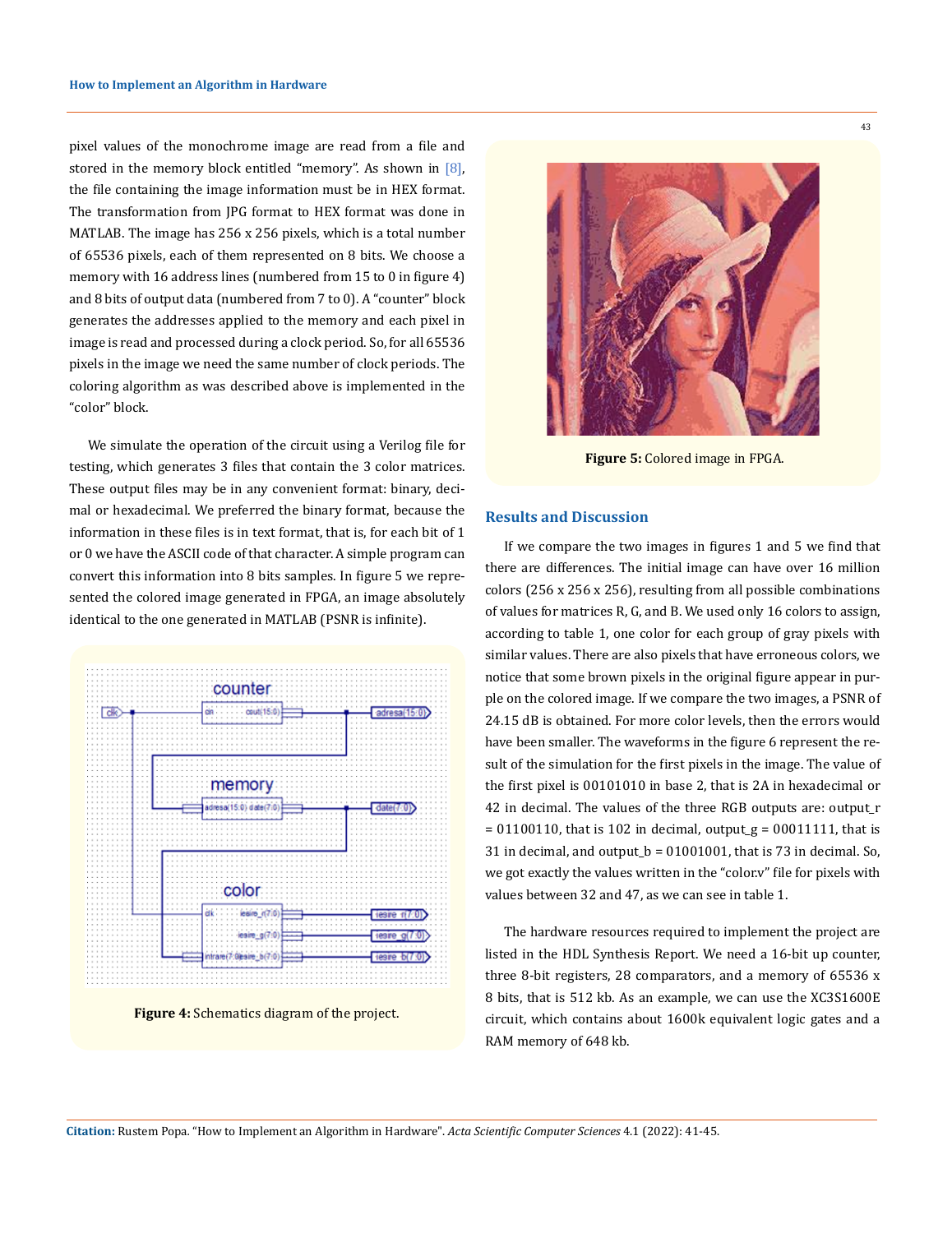pixel values of the monochrome image are read from a file and stored in the memory block entitled "memory". As shown in [8], the file containing the image information must be in HEX format. The transformation from JPG format to HEX format was done in MATLAB. The image has 256 x 256 pixels, which is a total number of 65536 pixels, each of them represented on 8 bits. We choose a memory with 16 address lines (numbered from 15 to 0 in figure 4) and 8 bits of output data (numbered from 7 to 0). A "counter" block generates the addresses applied to the memory and each pixel in image is read and processed during a clock period. So, for all 65536 pixels in the image we need the same number of clock periods. The coloring algorithm as was described above is implemented in the "color" block.

We simulate the operation of the circuit using a Verilog file for testing, which generates 3 files that contain the 3 color matrices. These output files may be in any convenient format: binary, decimal or hexadecimal. We preferred the binary format, because the information in these files is in text format, that is, for each bit of 1 or 0 we have the ASCII code of that character. A simple program can convert this information into 8 bits samples. In figure 5 we represented the colored image generated in FPGA, an image absolutely identical to the one generated in MATLAB (PSNR is infinite).

**Figure 4:** Schematics diagram of the project.

**Figure 5:** Colored image in FPGA.

## Results and Discussion

If we compare the two images in figures 1 and 5 we find that there are differences. The initial image can have over 16 million colors (256 x 256 x 256), resulting from all possible combinations of values for matrices R, G, and B. We used only 16 colors to assign, according to table 1, one color for each group of gray pixels with similar values. There are also pixels that have erroneous colors, we notice that some brown pixels in the original figure appear in purple on the colored image. If we compare the two images, a PSNR of 24.15 dB is obtained. For more color levels, then the errors would have been smaller. The waveforms in the figure 6 represent the result of the simulation for the first pixels in the image. The value of the first pixel is 00101010 in base 2, that is 2A in hexadecimal or 42 in decimal. The values of the three RGB outputs are: output_r = 01100110, that is 102 in decimal, output_g = 00011111, that is 31 in decimal, and output_b = 01001001, that is 73 in decimal. So, we got exactly the values written in the "color.v" file for pixels with values between 32 and 47, as we can see in table 1.

The hardware resources required to implement the project are listed in the HDL Synthesis Report. We need a 16-bit up counter, three 8-bit registers, 28 comparators, and a memory of 65536 x 8 bits, that is 512 kb. As an example, we can use the XC3S1600E circuit, which contains about 1600k equivalent logic gates and a RAM memory of 648 kb.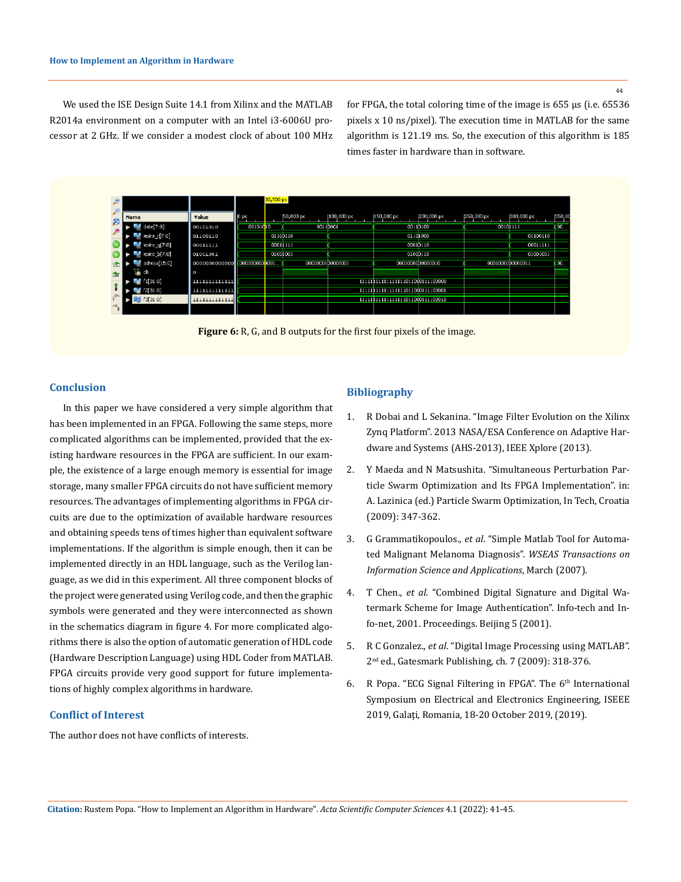We used the ISE Design Suite 14.1 from Xilinx and the MATLAB R2014a environment on a computer with an Intel i3-6006U processor at 2 GHz. If we consider a modest clock of about 100 MHz for FPGA, the total coloring time of the image is 655 µs (i.e. 65536 pixels x 10 ns/pixel). The execution time in MATLAB for the same algorithm is 121.19 ms. So, the execution of this algorithm is 185 times faster in hardware than in software.

**Figure 6:** R, G, and B outputs for the first four pixels of the image.

## Conclusion

In this paper we have considered a very simple algorithm that has been implemented in an FPGA. Following the same steps, more complicated algorithms can be implemented, provided that the existing hardware resources in the FPGA are sufficient. In our example, the existence of a large enough memory is essential for image storage, many smaller FPGA circuits do not have sufficient memory resources. The advantages of implementing algorithms in FPGA circuits are due to the optimization of available hardware resources and obtaining speeds tens of times higher than equivalent software implementations. If the algorithm is simple enough, then it can be implemented directly in an HDL language, such as the Verilog language, as we did in this experiment. All three component blocks of the project were generated using Verilog code, and then the graphic symbols were generated and they were interconnected as shown in the schematics diagram in figure 4. For more complicated algorithms there is also the option of automatic generation of HDL code (Hardware Description Language) using HDL Coder from MATLAB. FPGA circuits provide very good support for future implementations of highly complex algorithms in hardware.

## Conflict of Interest

The author does not have conflicts of interests.

## Bibliography

1. R Dobai and L Sekanina. "Image Filter Evolution on the Xilinx Zynq Platform". 2013 NASA/ESA Conference on Adaptive Hardware and Systems (AHS-2013), IEEE Xplore (2013).
2. Y Maeda and N Matsushita. "Simultaneous Perturbation Particle Swarm Optimization and Its FPGA Implementation". in: A. Lazinica (ed.) Particle Swarm Optimization, In Tech, Croatia (2009): 347-362.
3. G Grammatikopoulos., *et al*. "Simple Matlab Tool for Automated Malignant Melanoma Diagnosis". *WSEAS Transactions on Information Science and Applications*, March (2007).
4. T Chen., *et al*. "Combined Digital Signature and Digital Watermark Scheme for Image Authentication". Info-tech and Info-net, 2001. Proceedings. Beijing 5 (2001).
5. R C Gonzalez., *et al*. "Digital Image Processing using MATLAB". 2nd ed., Gatesmark Publishing, ch. 7 (2009): 318-376.
6. R Popa. "ECG Signal Filtering in FPGA". The 6th International Symposium on Electrical and Electronics Engineering, ISEEE 2019, Galați, Romania, 18-20 October 2019, (2019).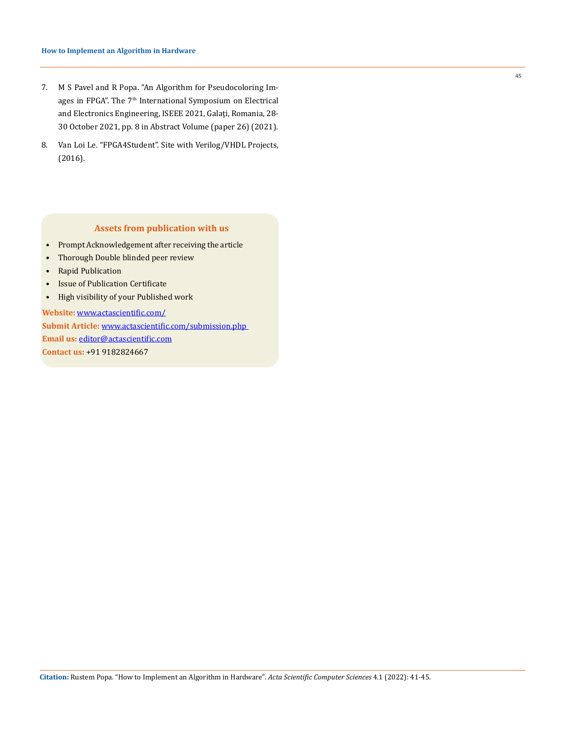7. M S Pavel and R Popa. "An Algorithm for Pseudocoloring Images in FPGA". The 7th International Symposium on Electrical and Electronics Engineering, ISEEE 2021, Galați, Romania, 28-30 October 2021, pp. 8 in Abstract Volume (paper 26) (2021).

8. Van Loi Le. "FPGA4Student". Site with Verilog/VHDL Projects, (2016).

**Assets from publication with us**

- Prompt Acknowledgement after receiving the article
- Thorough Double blinded peer review
- Rapid Publication
- Issue of Publication Certificate
- High visibility of your Published work

**Website:** www.actascientific.com/
**Submit Article:** www.actascientific.com/submission.php
**Email us:** editor@actascientific.com
**Contact us:** +91 9182824667